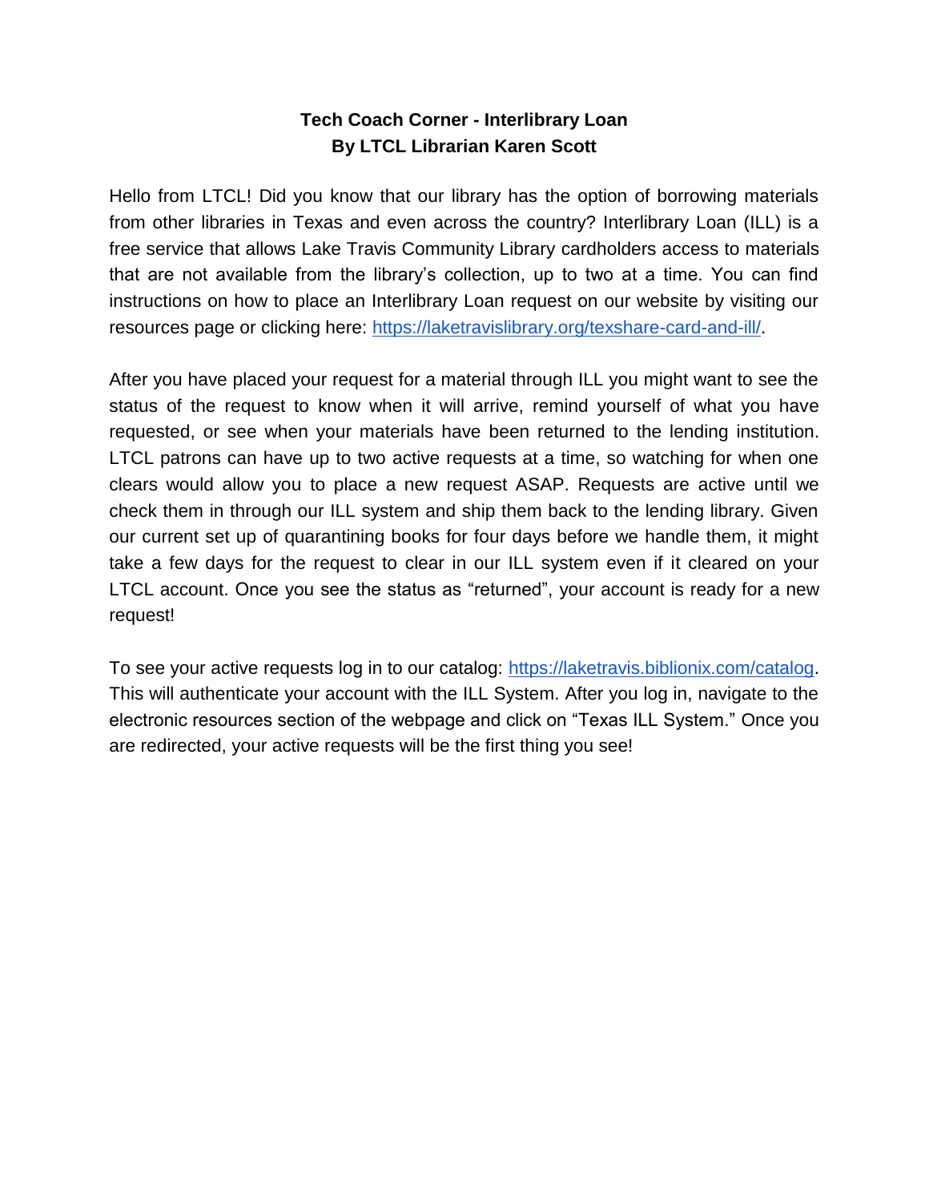**Tech Coach Corner - Interlibrary Loan**
**By LTCL Librarian Karen Scott**

Hello from LTCL! Did you know that our library has the option of borrowing materials from other libraries in Texas and even across the country? Interlibrary Loan (ILL) is a free service that allows Lake Travis Community Library cardholders access to materials that are not available from the library's collection, up to two at a time. You can find instructions on how to place an Interlibrary Loan request on our website by visiting our resources page or clicking here: [https://laketravislibrary.org/texshare-card-and-ill/](https://laketravislibrary.org/texshare-card-and-ill/).

After you have placed your request for a material through ILL you might want to see the status of the request to know when it will arrive, remind yourself of what you have requested, or see when your materials have been returned to the lending institution. LTCL patrons can have up to two active requests at a time, so watching for when one clears would allow you to place a new request ASAP. Requests are active until we check them in through our ILL system and ship them back to the lending library. Given our current set up of quarantining books for four days before we handle them, it might take a few days for the request to clear in our ILL system even if it cleared on your LTCL account. Once you see the status as "returned", your account is ready for a new request!

To see your active requests log in to our catalog: [https://laketravis.biblionix.com/catalog](https://laketravis.biblionix.com/catalog). This will authenticate your account with the ILL System. After you log in, navigate to the electronic resources section of the webpage and click on "Texas ILL System." Once you are redirected, your active requests will be the first thing you see!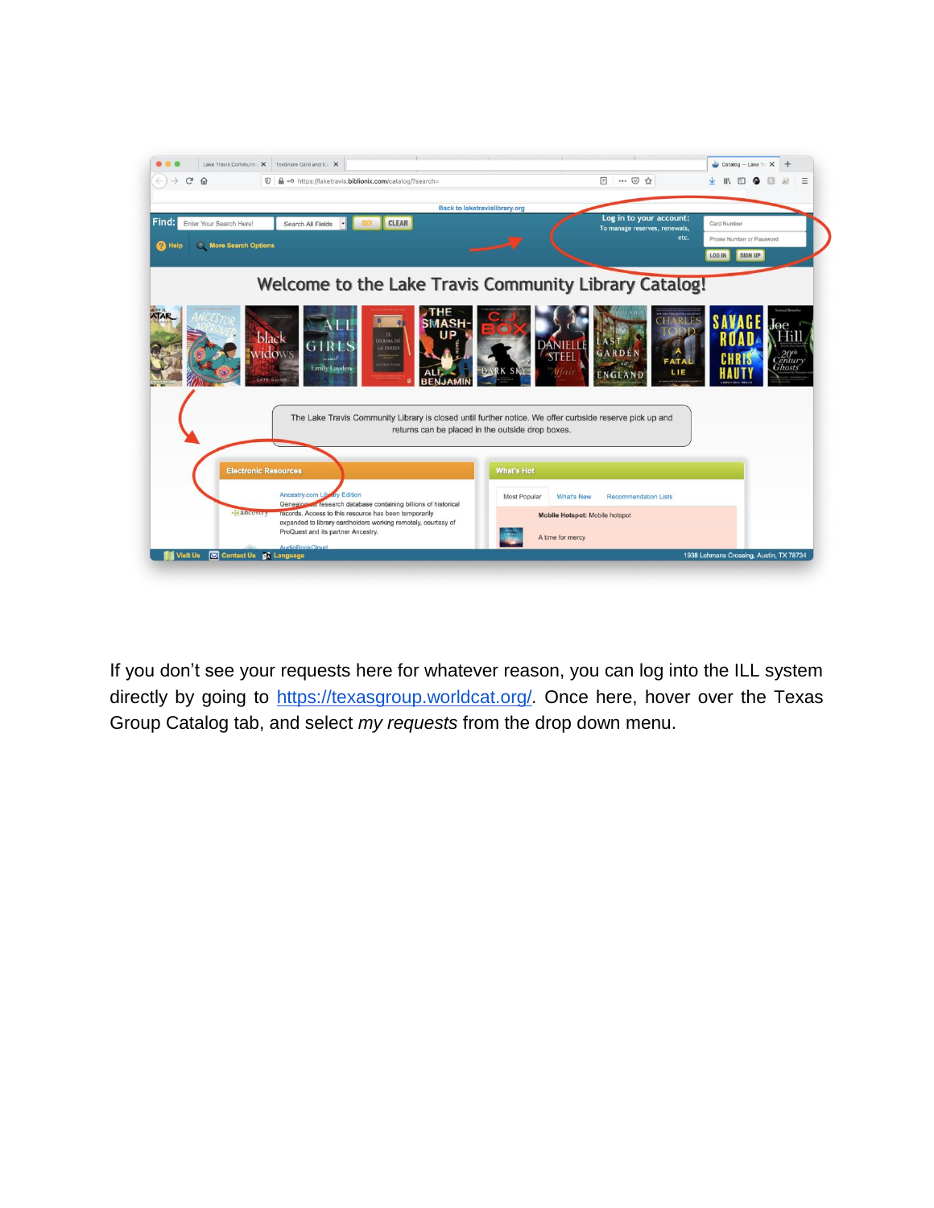If you don't see your requests here for whatever reason, you can log into the ILL system directly by going to [https://texasgroup.worldcat.org/](https://texasgroup.worldcat.org/). Once here, hover over the Texas Group Catalog tab, and select *my requests* from the drop down menu.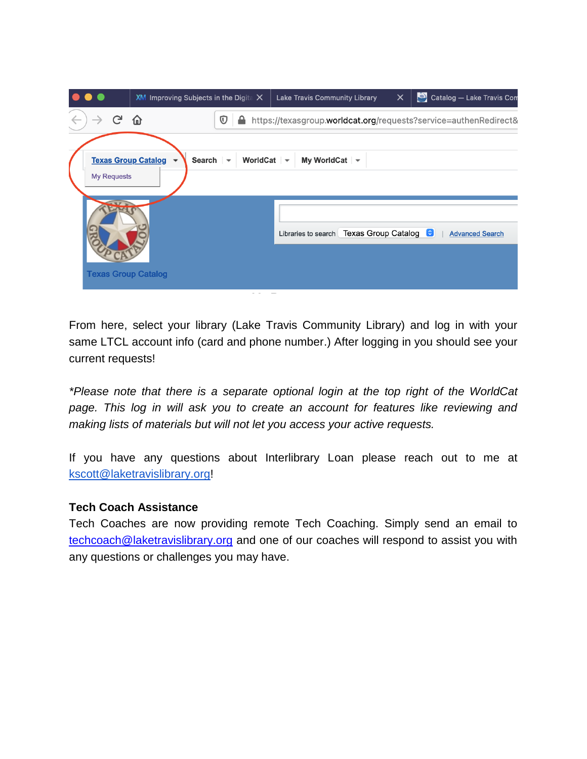From here, select your library (Lake Travis Community Library) and log in with your same LTCL account info (card and phone number.) After logging in you should see your current requests!

*Please note that there is a separate optional login at the top right of the WorldCat page. This log in will ask you to create an account for features like reviewing and making lists of materials but will not let you access your active requests.*

If you have any questions about Interlibrary Loan please reach out to me at [kscott@laketravislibrary.org](mailto:kscott@laketravislibrary.org)!

**Tech Coach Assistance**

Tech Coaches are now providing remote Tech Coaching. Simply send an email to [techcoach@laketravislibrary.org](mailto:techcoach@laketravislibrary.org) and one of our coaches will respond to assist you with any questions or challenges you may have.